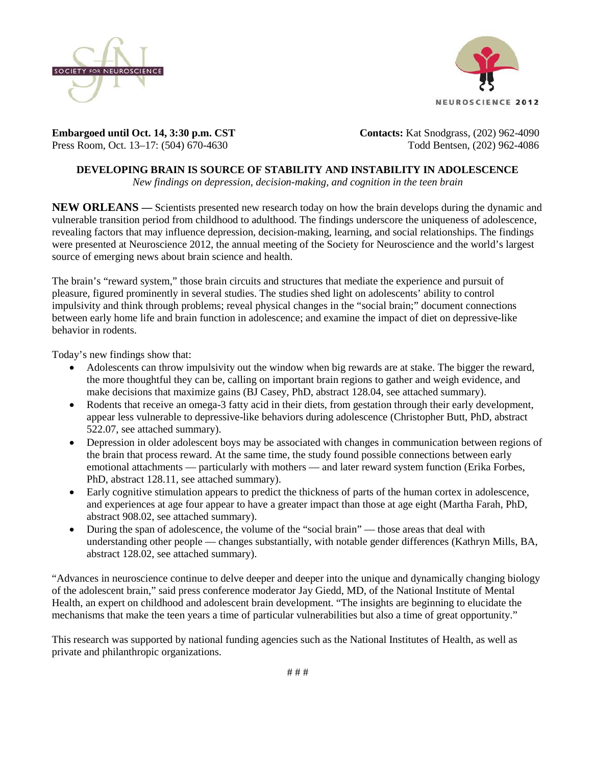SOCIETY FOR NEUROSCIENCE

NEUROSCIENCE 2012

**Embargoed until Oct. 14, 3:30 p.m. CST**
Press Room, Oct. 13–17: (504) 670-4630

**Contacts:** Kat Snodgrass, (202) 962-4090
Todd Bentsen, (202) 962-4086

# DEVELOPING BRAIN IS SOURCE OF STABILITY AND INSTABILITY IN ADOLESCENCE

*New findings on depression, decision-making, and cognition in the teen brain*

**NEW ORLEANS —** Scientists presented new research today on how the brain develops during the dynamic and vulnerable transition period from childhood to adulthood. The findings underscore the uniqueness of adolescence, revealing factors that may influence depression, decision-making, learning, and social relationships. The findings were presented at Neuroscience 2012, the annual meeting of the Society for Neuroscience and the world's largest source of emerging news about brain science and health.

The brain's "reward system," those brain circuits and structures that mediate the experience and pursuit of pleasure, figured prominently in several studies. The studies shed light on adolescents' ability to control impulsivity and think through problems; reveal physical changes in the "social brain;" document connections between early home life and brain function in adolescence; and examine the impact of diet on depressive-like behavior in rodents.

Today's new findings show that:

- Adolescents can throw impulsivity out the window when big rewards are at stake. The bigger the reward, the more thoughtful they can be, calling on important brain regions to gather and weigh evidence, and make decisions that maximize gains (BJ Casey, PhD, abstract 128.04, see attached summary).
- Rodents that receive an omega-3 fatty acid in their diets, from gestation through their early development, appear less vulnerable to depressive-like behaviors during adolescence (Christopher Butt, PhD, abstract 522.07, see attached summary).
- Depression in older adolescent boys may be associated with changes in communication between regions of the brain that process reward. At the same time, the study found possible connections between early emotional attachments — particularly with mothers — and later reward system function (Erika Forbes, PhD, abstract 128.11, see attached summary).
- Early cognitive stimulation appears to predict the thickness of parts of the human cortex in adolescence, and experiences at age four appear to have a greater impact than those at age eight (Martha Farah, PhD, abstract 908.02, see attached summary).
- During the span of adolescence, the volume of the "social brain" — those areas that deal with understanding other people — changes substantially, with notable gender differences (Kathryn Mills, BA, abstract 128.02, see attached summary).

"Advances in neuroscience continue to delve deeper and deeper into the unique and dynamically changing biology of the adolescent brain," said press conference moderator Jay Giedd, MD, of the National Institute of Mental Health, an expert on childhood and adolescent brain development. "The insights are beginning to elucidate the mechanisms that make the teen years a time of particular vulnerabilities but also a time of great opportunity."

This research was supported by national funding agencies such as the National Institutes of Health, as well as private and philanthropic organizations.

# # #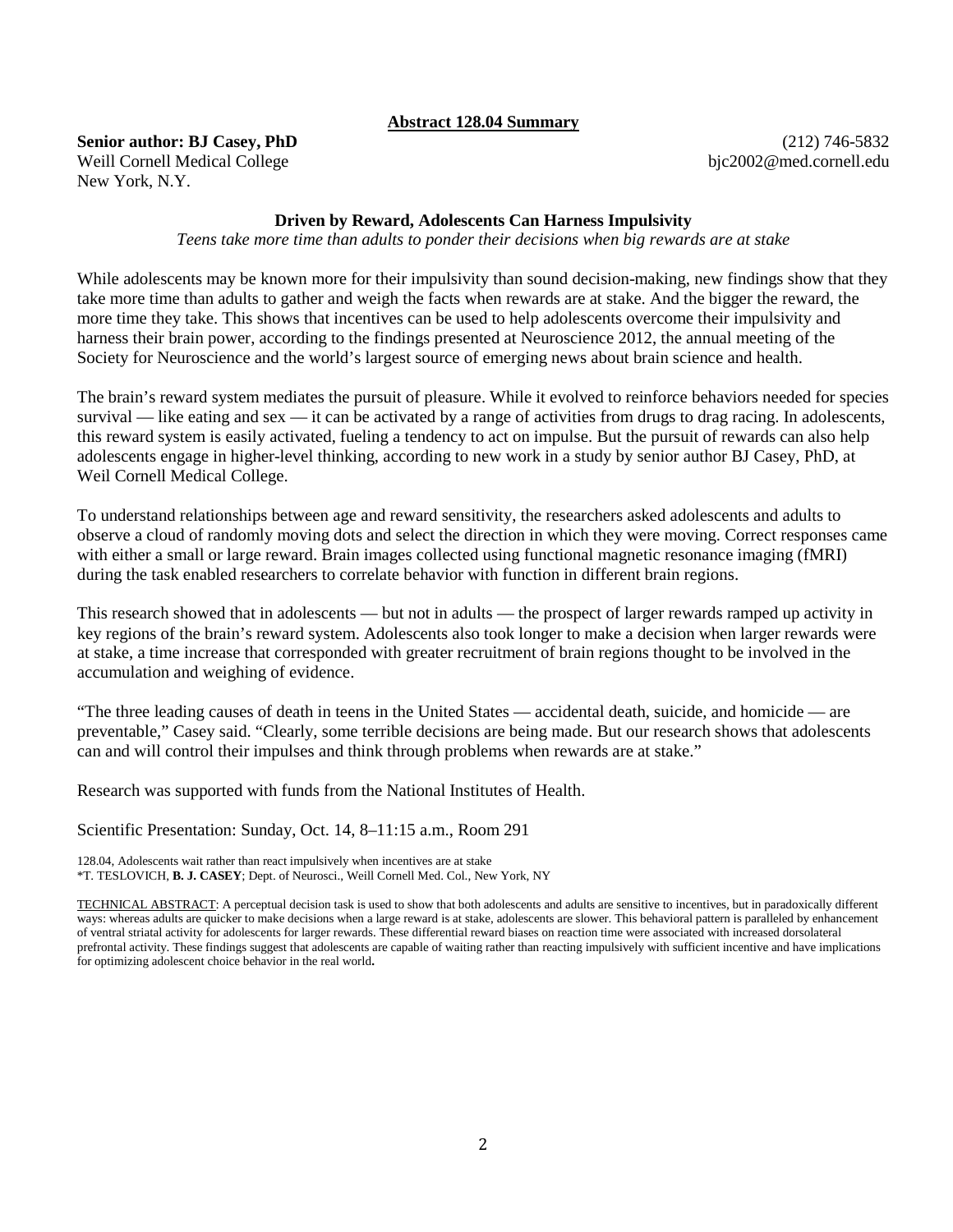**Abstract 128.04 Summary**

**Senior author: BJ Casey, PhD** (212) 746-5832
Weill Cornell Medical College bjc2002@med.cornell.edu
New York, N.Y.

**Driven by Reward, Adolescents Can Harness Impulsivity**

*Teens take more time than adults to ponder their decisions when big rewards are at stake*

While adolescents may be known more for their impulsivity than sound decision-making, new findings show that they take more time than adults to gather and weigh the facts when rewards are at stake. And the bigger the reward, the more time they take. This shows that incentives can be used to help adolescents overcome their impulsivity and harness their brain power, according to the findings presented at Neuroscience 2012, the annual meeting of the Society for Neuroscience and the world's largest source of emerging news about brain science and health.

The brain's reward system mediates the pursuit of pleasure. While it evolved to reinforce behaviors needed for species survival — like eating and sex — it can be activated by a range of activities from drugs to drag racing. In adolescents, this reward system is easily activated, fueling a tendency to act on impulse. But the pursuit of rewards can also help adolescents engage in higher-level thinking, according to new work in a study by senior author BJ Casey, PhD, at Weil Cornell Medical College.

To understand relationships between age and reward sensitivity, the researchers asked adolescents and adults to observe a cloud of randomly moving dots and select the direction in which they were moving. Correct responses came with either a small or large reward. Brain images collected using functional magnetic resonance imaging (fMRI) during the task enabled researchers to correlate behavior with function in different brain regions.

This research showed that in adolescents — but not in adults — the prospect of larger rewards ramped up activity in key regions of the brain's reward system. Adolescents also took longer to make a decision when larger rewards were at stake, a time increase that corresponded with greater recruitment of brain regions thought to be involved in the accumulation and weighing of evidence.

"The three leading causes of death in teens in the United States — accidental death, suicide, and homicide — are preventable," Casey said. "Clearly, some terrible decisions are being made. But our research shows that adolescents can and will control their impulses and think through problems when rewards are at stake."

Research was supported with funds from the National Institutes of Health.

Scientific Presentation: Sunday, Oct. 14, 8–11:15 a.m., Room 291

128.04, Adolescents wait rather than react impulsively when incentives are at stake
*T. TESLOVICH, **B. J. CASEY**; Dept. of Neurosci., Weill Cornell Med. Col., New York, NY

TECHNICAL ABSTRACT: A perceptual decision task is used to show that both adolescents and adults are sensitive to incentives, but in paradoxically different ways: whereas adults are quicker to make decisions when a large reward is at stake, adolescents are slower. This behavioral pattern is paralleled by enhancement of ventral striatal activity for adolescents for larger rewards. These differential reward biases on reaction time were associated with increased dorsolateral prefrontal activity. These findings suggest that adolescents are capable of waiting rather than reacting impulsively with sufficient incentive and have implications for optimizing adolescent choice behavior in the real world**.**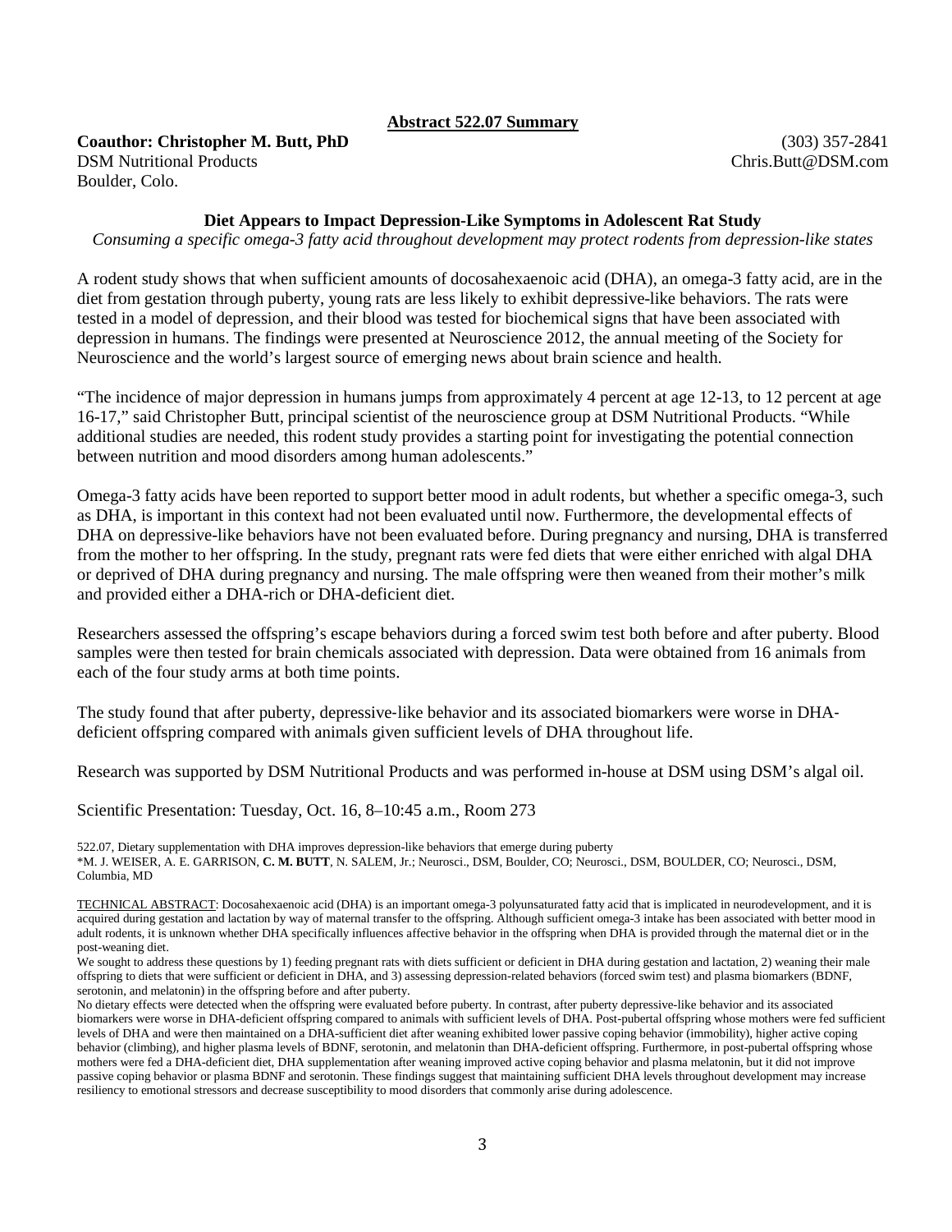**Abstract 522.07 Summary**

**Coauthor: Christopher M. Butt, PhD**
DSM Nutritional Products
Boulder, Colo.

(303) 357-2841
Chris.Butt@DSM.com

**Diet Appears to Impact Depression-Like Symptoms in Adolescent Rat Study**

*Consuming a specific omega-3 fatty acid throughout development may protect rodents from depression-like states*

A rodent study shows that when sufficient amounts of docosahexaenoic acid (DHA), an omega-3 fatty acid, are in the diet from gestation through puberty, young rats are less likely to exhibit depressive-like behaviors. The rats were tested in a model of depression, and their blood was tested for biochemical signs that have been associated with depression in humans. The findings were presented at Neuroscience 2012, the annual meeting of the Society for Neuroscience and the world's largest source of emerging news about brain science and health.

"The incidence of major depression in humans jumps from approximately 4 percent at age 12-13, to 12 percent at age 16-17," said Christopher Butt, principal scientist of the neuroscience group at DSM Nutritional Products. "While additional studies are needed, this rodent study provides a starting point for investigating the potential connection between nutrition and mood disorders among human adolescents."

Omega-3 fatty acids have been reported to support better mood in adult rodents, but whether a specific omega-3, such as DHA, is important in this context had not been evaluated until now. Furthermore, the developmental effects of DHA on depressive-like behaviors have not been evaluated before. During pregnancy and nursing, DHA is transferred from the mother to her offspring. In the study, pregnant rats were fed diets that were either enriched with algal DHA or deprived of DHA during pregnancy and nursing. The male offspring were then weaned from their mother's milk and provided either a DHA-rich or DHA-deficient diet.

Researchers assessed the offspring's escape behaviors during a forced swim test both before and after puberty. Blood samples were then tested for brain chemicals associated with depression. Data were obtained from 16 animals from each of the four study arms at both time points.

The study found that after puberty, depressive-like behavior and its associated biomarkers were worse in DHA-deficient offspring compared with animals given sufficient levels of DHA throughout life.

Research was supported by DSM Nutritional Products and was performed in-house at DSM using DSM's algal oil.

Scientific Presentation: Tuesday, Oct. 16, 8–10:45 a.m., Room 273

522.07, Dietary supplementation with DHA improves depression-like behaviors that emerge during puberty
*M. J. WEISER, A. E. GARRISON, **C. M. BUTT**, N. SALEM, Jr.; Neurosci., DSM, Boulder, CO; Neurosci., DSM, BOULDER, CO; Neurosci., DSM, Columbia, MD

TECHNICAL ABSTRACT: Docosahexaenoic acid (DHA) is an important omega-3 polyunsaturated fatty acid that is implicated in neurodevelopment, and it is acquired during gestation and lactation by way of maternal transfer to the offspring. Although sufficient omega-3 intake has been associated with better mood in adult rodents, it is unknown whether DHA specifically influences affective behavior in the offspring when DHA is provided through the maternal diet or in the post-weaning diet.

We sought to address these questions by 1) feeding pregnant rats with diets sufficient or deficient in DHA during gestation and lactation, 2) weaning their male offspring to diets that were sufficient or deficient in DHA, and 3) assessing depression-related behaviors (forced swim test) and plasma biomarkers (BDNF, serotonin, and melatonin) in the offspring before and after puberty.

No dietary effects were detected when the offspring were evaluated before puberty. In contrast, after puberty depressive-like behavior and its associated biomarkers were worse in DHA-deficient offspring compared to animals with sufficient levels of DHA. Post-pubertal offspring whose mothers were fed sufficient levels of DHA and were then maintained on a DHA-sufficient diet after weaning exhibited lower passive coping behavior (immobility), higher active coping behavior (climbing), and higher plasma levels of BDNF, serotonin, and melatonin than DHA-deficient offspring. Furthermore, in post-pubertal offspring whose mothers were fed a DHA-deficient diet, DHA supplementation after weaning improved active coping behavior and plasma melatonin, but it did not improve passive coping behavior or plasma BDNF and serotonin. These findings suggest that maintaining sufficient DHA levels throughout development may increase resiliency to emotional stressors and decrease susceptibility to mood disorders that commonly arise during adolescence.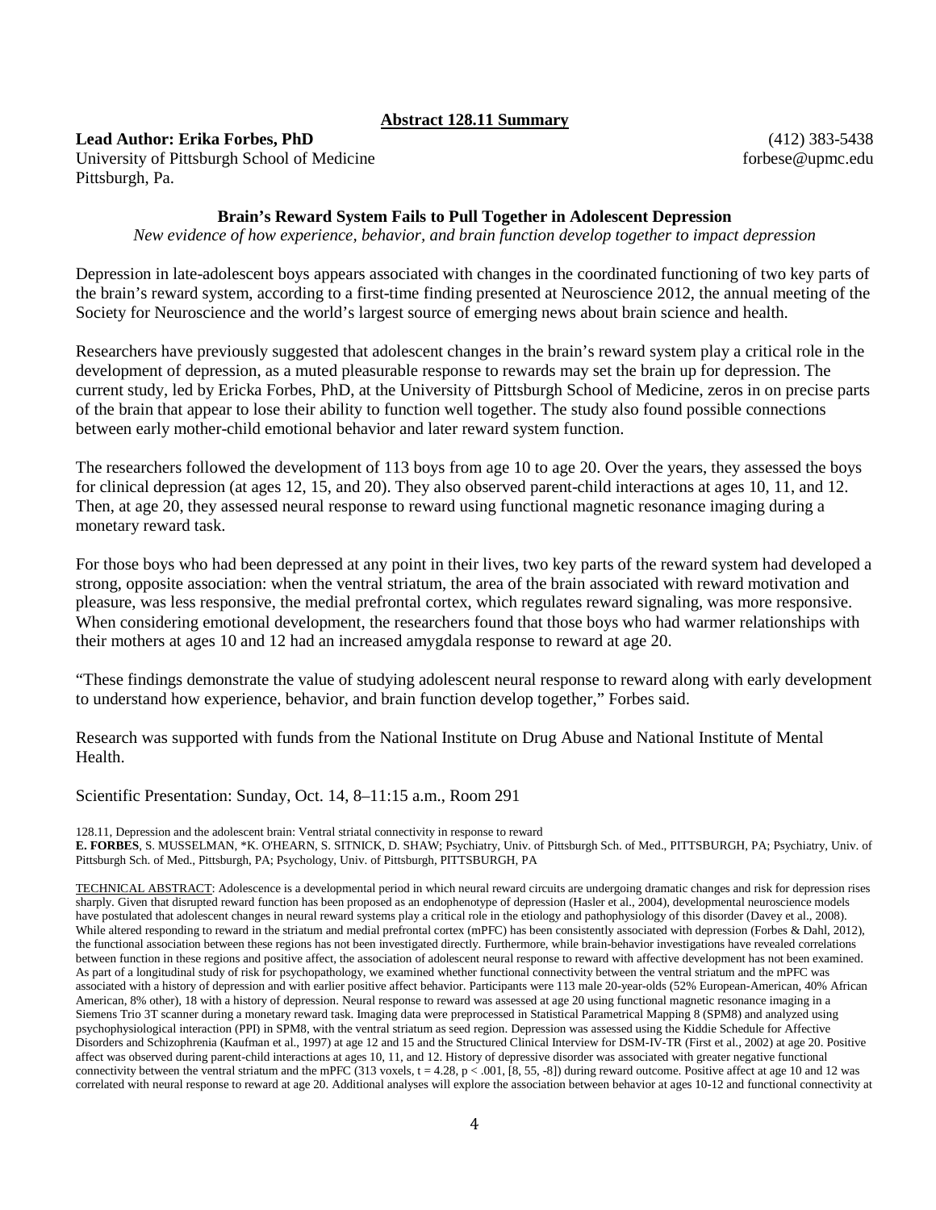**Abstract 128.11 Summary**

**Lead Author: Erika Forbes, PhD**
University of Pittsburgh School of Medicine
Pittsburgh, Pa.

(412) 383-5438
forbese@upmc.edu

**Brain's Reward System Fails to Pull Together in Adolescent Depression**

*New evidence of how experience, behavior, and brain function develop together to impact depression*

Depression in late-adolescent boys appears associated with changes in the coordinated functioning of two key parts of the brain's reward system, according to a first-time finding presented at Neuroscience 2012, the annual meeting of the Society for Neuroscience and the world's largest source of emerging news about brain science and health.

Researchers have previously suggested that adolescent changes in the brain's reward system play a critical role in the development of depression, as a muted pleasurable response to rewards may set the brain up for depression. The current study, led by Ericka Forbes, PhD, at the University of Pittsburgh School of Medicine, zeros in on precise parts of the brain that appear to lose their ability to function well together. The study also found possible connections between early mother-child emotional behavior and later reward system function.

The researchers followed the development of 113 boys from age 10 to age 20. Over the years, they assessed the boys for clinical depression (at ages 12, 15, and 20). They also observed parent-child interactions at ages 10, 11, and 12. Then, at age 20, they assessed neural response to reward using functional magnetic resonance imaging during a monetary reward task.

For those boys who had been depressed at any point in their lives, two key parts of the reward system had developed a strong, opposite association: when the ventral striatum, the area of the brain associated with reward motivation and pleasure, was less responsive, the medial prefrontal cortex, which regulates reward signaling, was more responsive. When considering emotional development, the researchers found that those boys who had warmer relationships with their mothers at ages 10 and 12 had an increased amygdala response to reward at age 20.

"These findings demonstrate the value of studying adolescent neural response to reward along with early development to understand how experience, behavior, and brain function develop together," Forbes said.

Research was supported with funds from the National Institute on Drug Abuse and National Institute of Mental Health.

Scientific Presentation: Sunday, Oct. 14, 8–11:15 a.m., Room 291

128.11, Depression and the adolescent brain: Ventral striatal connectivity in response to reward
**E. FORBES**, S. MUSSELMAN, *K. O'HEARN, S. SITNICK, D. SHAW; Psychiatry, Univ. of Pittsburgh Sch. of Med., PITTSBURGH, PA; Psychiatry, Univ. of Pittsburgh Sch. of Med., Pittsburgh, PA; Psychology, Univ. of Pittsburgh, PITTSBURGH, PA

TECHNICAL ABSTRACT: Adolescence is a developmental period in which neural reward circuits are undergoing dramatic changes and risk for depression rises sharply. Given that disrupted reward function has been proposed as an endophenotype of depression (Hasler et al., 2004), developmental neuroscience models have postulated that adolescent changes in neural reward systems play a critical role in the etiology and pathophysiology of this disorder (Davey et al., 2008). While altered responding to reward in the striatum and medial prefrontal cortex (mPFC) has been consistently associated with depression (Forbes & Dahl, 2012), the functional association between these regions has not been investigated directly. Furthermore, while brain-behavior investigations have revealed correlations between function in these regions and positive affect, the association of adolescent neural response to reward with affective development has not been examined. As part of a longitudinal study of risk for psychopathology, we examined whether functional connectivity between the ventral striatum and the mPFC was associated with a history of depression and with earlier positive affect behavior. Participants were 113 male 20-year-olds (52% European-American, 40% African American, 8% other), 18 with a history of depression. Neural response to reward was assessed at age 20 using functional magnetic resonance imaging in a Siemens Trio 3T scanner during a monetary reward task. Imaging data were preprocessed in Statistical Parametrical Mapping 8 (SPM8) and analyzed using psychophysiological interaction (PPI) in SPM8, with the ventral striatum as seed region. Depression was assessed using the Kiddie Schedule for Affective Disorders and Schizophrenia (Kaufman et al., 1997) at age 12 and 15 and the Structured Clinical Interview for DSM-IV-TR (First et al., 2002) at age 20. Positive affect was observed during parent-child interactions at ages 10, 11, and 12. History of depressive disorder was associated with greater negative functional connectivity between the ventral striatum and the mPFC (313 voxels, $t = 4.28$, $p < .001$, [8, 55, -8]) during reward outcome. Positive affect at age 10 and 12 was correlated with neural response to reward at age 20. Additional analyses will explore the association between behavior at ages 10-12 and functional connectivity at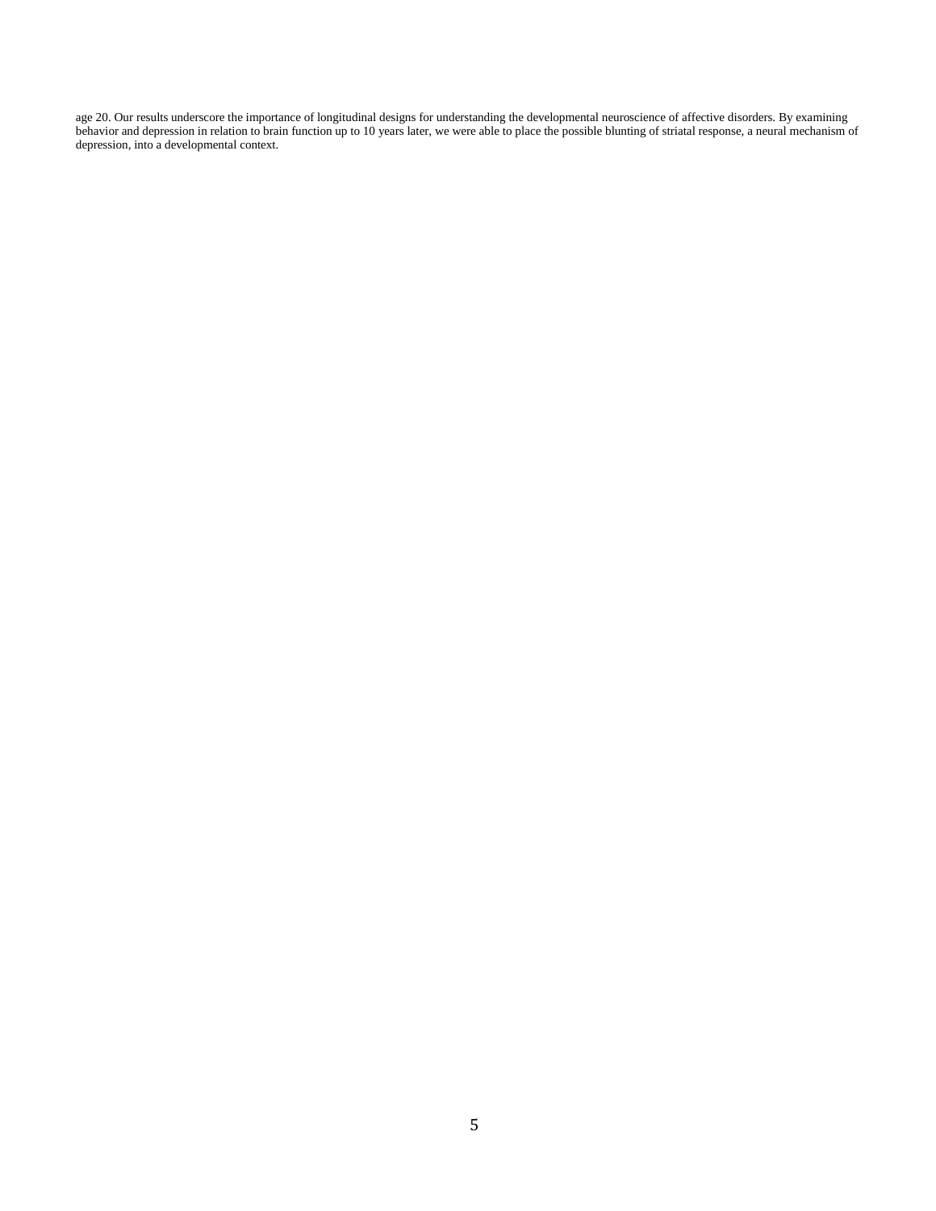age 20. Our results underscore the importance of longitudinal designs for understanding the developmental neuroscience of affective disorders. By examining behavior and depression in relation to brain function up to 10 years later, we were able to place the possible blunting of striatal response, a neural mechanism of depression, into a developmental context.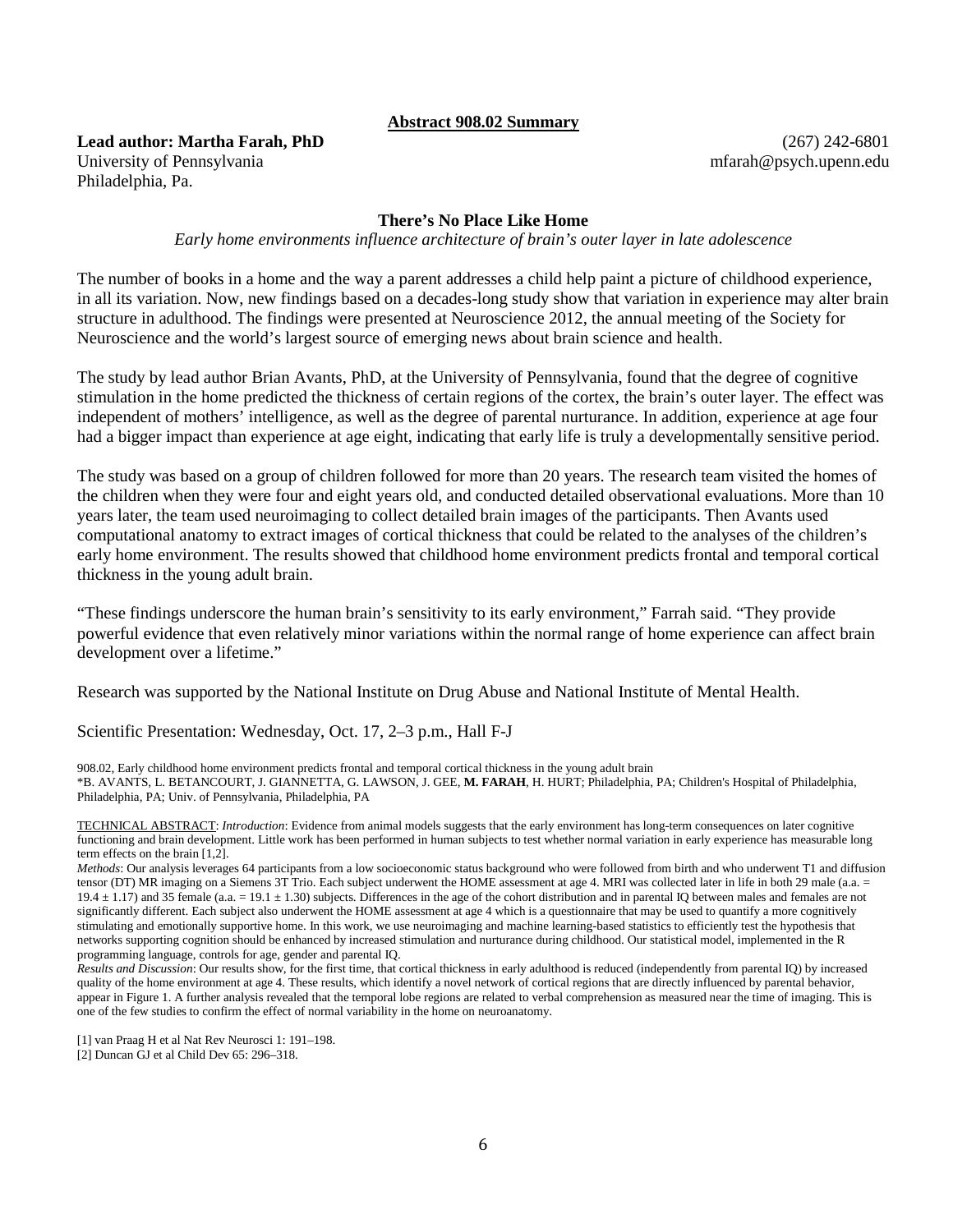**Abstract 908.02 Summary**

**Lead author: Martha Farah, PhD**
University of Pennsylvania
Philadelphia, Pa.

(267) 242-6801
mfarah@psych.upenn.edu

### There's No Place Like Home

*Early home environments influence architecture of brain's outer layer in late adolescence*

The number of books in a home and the way a parent addresses a child help paint a picture of childhood experience, in all its variation. Now, new findings based on a decades-long study show that variation in experience may alter brain structure in adulthood. The findings were presented at Neuroscience 2012, the annual meeting of the Society for Neuroscience and the world's largest source of emerging news about brain science and health.

The study by lead author Brian Avants, PhD, at the University of Pennsylvania, found that the degree of cognitive stimulation in the home predicted the thickness of certain regions of the cortex, the brain's outer layer. The effect was independent of mothers' intelligence, as well as the degree of parental nurturance. In addition, experience at age four had a bigger impact than experience at age eight, indicating that early life is truly a developmentally sensitive period.

The study was based on a group of children followed for more than 20 years. The research team visited the homes of the children when they were four and eight years old, and conducted detailed observational evaluations. More than 10 years later, the team used neuroimaging to collect detailed brain images of the participants. Then Avants used computational anatomy to extract images of cortical thickness that could be related to the analyses of the children's early home environment. The results showed that childhood home environment predicts frontal and temporal cortical thickness in the young adult brain.

"These findings underscore the human brain's sensitivity to its early environment," Farrah said. "They provide powerful evidence that even relatively minor variations within the normal range of home experience can affect brain development over a lifetime."

Research was supported by the National Institute on Drug Abuse and National Institute of Mental Health.

Scientific Presentation: Wednesday, Oct. 17, 2–3 p.m., Hall F-J

908.02, Early childhood home environment predicts frontal and temporal cortical thickness in the young adult brain
*B. AVANTS, L. BETANCOURT, J. GIANNETTA, G. LAWSON, J. GEE, **M. FARAH**, H. HURT; Philadelphia, PA; Children's Hospital of Philadelphia, Philadelphia, PA; Univ. of Pennsylvania, Philadelphia, PA

TECHNICAL ABSTRACT: *Introduction*: Evidence from animal models suggests that the early environment has long-term consequences on later cognitive functioning and brain development. Little work has been performed in human subjects to test whether normal variation in early experience has measurable long term effects on the brain [1,2].
*Methods*: Our analysis leverages 64 participants from a low socioeconomic status background who were followed from birth and who underwent T1 and diffusion tensor (DT) MR imaging on a Siemens 3T Trio. Each subject underwent the HOME assessment at age 4. MRI was collected later in life in both 29 male (a.a. = $19.4 \pm 1.17$) and 35 female (a.a. = $19.1 \pm 1.30$) subjects. Differences in the age of the cohort distribution and in parental IQ between males and females are not significantly different. Each subject also underwent the HOME assessment at age 4 which is a questionnaire that may be used to quantify a more cognitively stimulating and emotionally supportive home. In this work, we use neuroimaging and machine learning-based statistics to efficiently test the hypothesis that networks supporting cognition should be enhanced by increased stimulation and nurturance during childhood. Our statistical model, implemented in the R programming language, controls for age, gender and parental IQ.
*Results and Discussion*: Our results show, for the first time, that cortical thickness in early adulthood is reduced (independently from parental IQ) by increased quality of the home environment at age 4. These results, which identify a novel network of cortical regions that are directly influenced by parental behavior, appear in Figure 1. A further analysis revealed that the temporal lobe regions are related to verbal comprehension as measured near the time of imaging. This is one of the few studies to confirm the effect of normal variability in the home on neuroanatomy.

[1] van Praag H et al Nat Rev Neurosci 1: 191–198.
[2] Duncan GJ et al Child Dev 65: 296–318.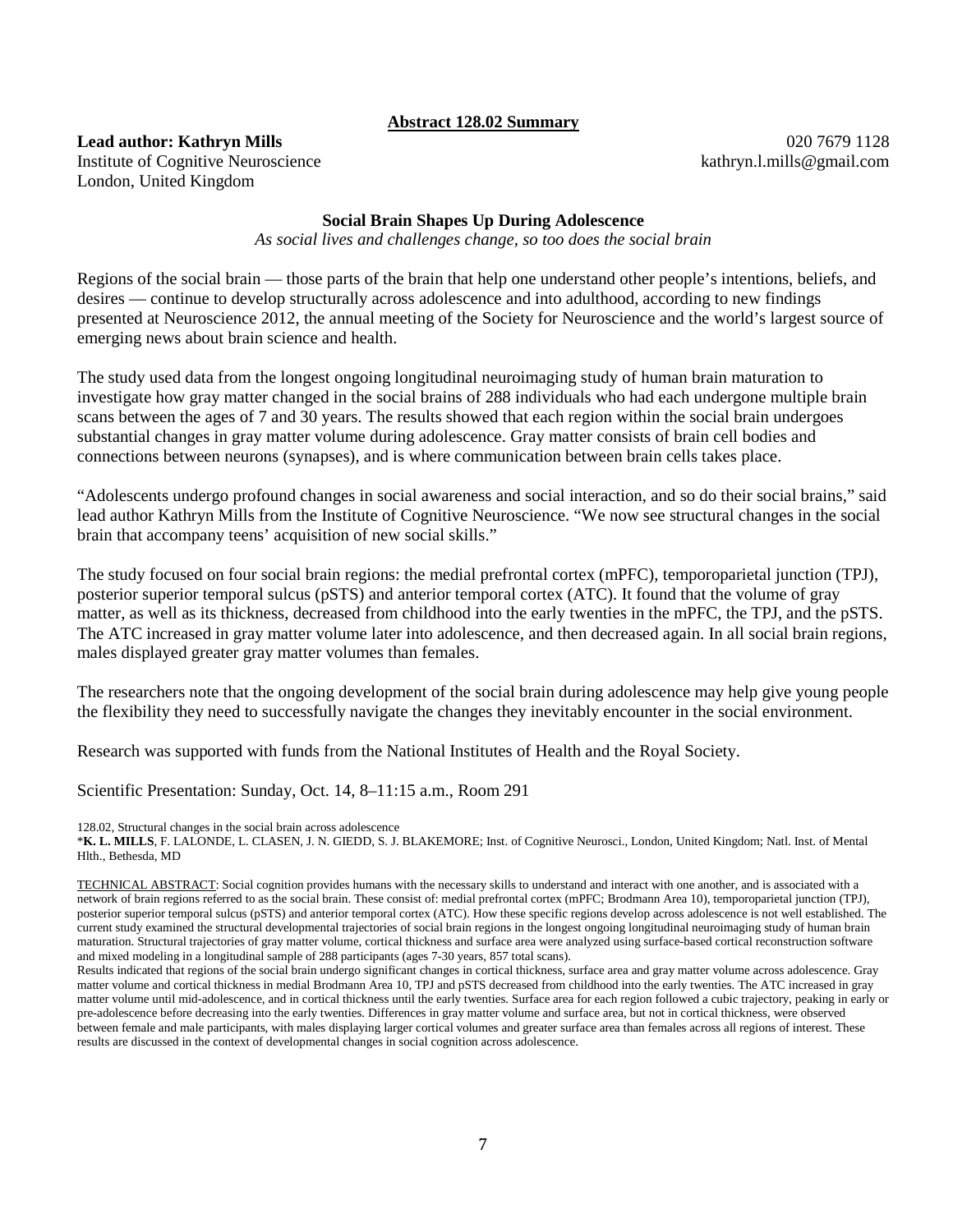**Abstract 128.02 Summary**

**Lead author: Kathryn Mills**
Institute of Cognitive Neuroscience
London, United Kingdom

020 7679 1128
kathryn.l.mills@gmail.com

**Social Brain Shapes Up During Adolescence**

*As social lives and challenges change, so too does the social brain*

Regions of the social brain — those parts of the brain that help one understand other people's intentions, beliefs, and desires — continue to develop structurally across adolescence and into adulthood, according to new findings presented at Neuroscience 2012, the annual meeting of the Society for Neuroscience and the world's largest source of emerging news about brain science and health.

The study used data from the longest ongoing longitudinal neuroimaging study of human brain maturation to investigate how gray matter changed in the social brains of 288 individuals who had each undergone multiple brain scans between the ages of 7 and 30 years. The results showed that each region within the social brain undergoes substantial changes in gray matter volume during adolescence. Gray matter consists of brain cell bodies and connections between neurons (synapses), and is where communication between brain cells takes place.

"Adolescents undergo profound changes in social awareness and social interaction, and so do their social brains," said lead author Kathryn Mills from the Institute of Cognitive Neuroscience. "We now see structural changes in the social brain that accompany teens' acquisition of new social skills."

The study focused on four social brain regions: the medial prefrontal cortex (mPFC), temporoparietal junction (TPJ), posterior superior temporal sulcus (pSTS) and anterior temporal cortex (ATC). It found that the volume of gray matter, as well as its thickness, decreased from childhood into the early twenties in the mPFC, the TPJ, and the pSTS. The ATC increased in gray matter volume later into adolescence, and then decreased again. In all social brain regions, males displayed greater gray matter volumes than females.

The researchers note that the ongoing development of the social brain during adolescence may help give young people the flexibility they need to successfully navigate the changes they inevitably encounter in the social environment.

Research was supported with funds from the National Institutes of Health and the Royal Society.

Scientific Presentation: Sunday, Oct. 14, 8–11:15 a.m., Room 291

128.02, Structural changes in the social brain across adolescence
***K. L. MILLS**, F. LALONDE, L. CLASEN, J. N. GIEDD, S. J. BLAKEMORE; Inst. of Cognitive Neurosci., London, United Kingdom; Natl. Inst. of Mental Hlth., Bethesda, MD

TECHNICAL ABSTRACT: Social cognition provides humans with the necessary skills to understand and interact with one another, and is associated with a network of brain regions referred to as the social brain. These consist of: medial prefrontal cortex (mPFC; Brodmann Area 10), temporoparietal junction (TPJ), posterior superior temporal sulcus (pSTS) and anterior temporal cortex (ATC). How these specific regions develop across adolescence is not well established. The current study examined the structural developmental trajectories of social brain regions in the longest ongoing longitudinal neuroimaging study of human brain maturation. Structural trajectories of gray matter volume, cortical thickness and surface area were analyzed using surface-based cortical reconstruction software and mixed modeling in a longitudinal sample of 288 participants (ages 7-30 years, 857 total scans).
Results indicated that regions of the social brain undergo significant changes in cortical thickness, surface area and gray matter volume across adolescence. Gray matter volume and cortical thickness in medial Brodmann Area 10, TPJ and pSTS decreased from childhood into the early twenties. The ATC increased in gray matter volume until mid-adolescence, and in cortical thickness until the early twenties. Surface area for each region followed a cubic trajectory, peaking in early or pre-adolescence before decreasing into the early twenties. Differences in gray matter volume and surface area, but not in cortical thickness, were observed between female and male participants, with males displaying larger cortical volumes and greater surface area than females across all regions of interest. These results are discussed in the context of developmental changes in social cognition across adolescence.